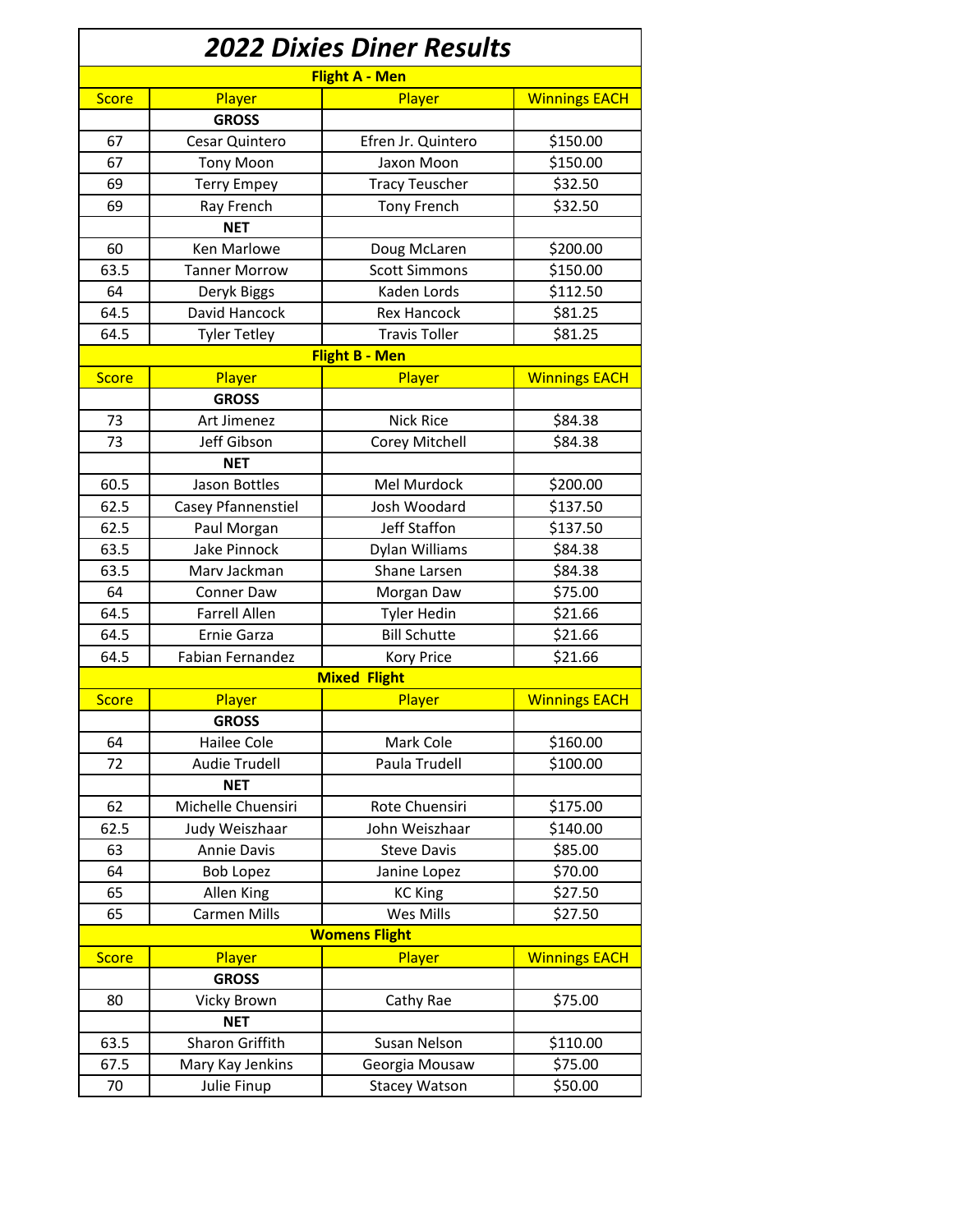# 2022 Dixies Diner Results

| Score | Player | Player | Winnings EACH |
|---|---|---|---|
| **Flight A - Men** | | | |
| | **GROSS** | | |
| 67 | Cesar Quintero | Efren Jr. Quintero | $150.00 |
| 67 | Tony Moon | Jaxon Moon | $150.00 |
| 69 | Terry Empey | Tracy Teuscher | $32.50 |
| 69 | Ray French | Tony French | $32.50 |
| | **NET** | | |
| 60 | Ken Marlowe | Doug McLaren | $200.00 |
| 63.5 | Tanner Morrow | Scott Simmons | $150.00 |
| 64 | Deryk Biggs | Kaden Lords | $112.50 |
| 64.5 | David Hancock | Rex Hancock | $81.25 |
| 64.5 | Tyler Tetley | Travis Toller | $81.25 |
| **Flight B - Men** | | | |
| Score | Player | Player | Winnings EACH |
| | **GROSS** | | |
| 73 | Art Jimenez | Nick Rice | $84.38 |
| 73 | Jeff Gibson | Corey Mitchell | $84.38 |
| | **NET** | | |
| 60.5 | Jason Bottles | Mel Murdock | $200.00 |
| 62.5 | Casey Pfannenstiel | Josh Woodard | $137.50 |
| 62.5 | Paul Morgan | Jeff Staffon | $137.50 |
| 63.5 | Jake Pinnock | Dylan Williams | $84.38 |
| 63.5 | Marv Jackman | Shane Larsen | $84.38 |
| 64 | Conner Daw | Morgan Daw | $75.00 |
| 64.5 | Farrell Allen | Tyler Hedin | $21.66 |
| 64.5 | Ernie Garza | Bill Schutte | $21.66 |
| 64.5 | Fabian Fernandez | Kory Price | $21.66 |
| **Mixed Flight** | | | |
| Score | Player | Player | Winnings EACH |
| | **GROSS** | | |
| 64 | Hailee Cole | Mark Cole | $160.00 |
| 72 | Audie Trudell | Paula Trudell | $100.00 |
| | **NET** | | |
| 62 | Michelle Chuensiri | Rote Chuensiri | $175.00 |
| 62.5 | Judy Weiszhaar | John Weiszhaar | $140.00 |
| 63 | Annie Davis | Steve Davis | $85.00 |
| 64 | Bob Lopez | Janine Lopez | $70.00 |
| 65 | Allen King | KC King | $27.50 |
| 65 | Carmen Mills | Wes Mills | $27.50 |
| **Womens Flight** | | | |
| Score | Player | Player | Winnings EACH |
| | **GROSS** | | |
| 80 | Vicky Brown | Cathy Rae | $75.00 |
| | **NET** | | |
| 63.5 | Sharon Griffith | Susan Nelson | $110.00 |
| 67.5 | Mary Kay Jenkins | Georgia Mousaw | $75.00 |
| 70 | Julie Finup | Stacey Watson | $50.00 |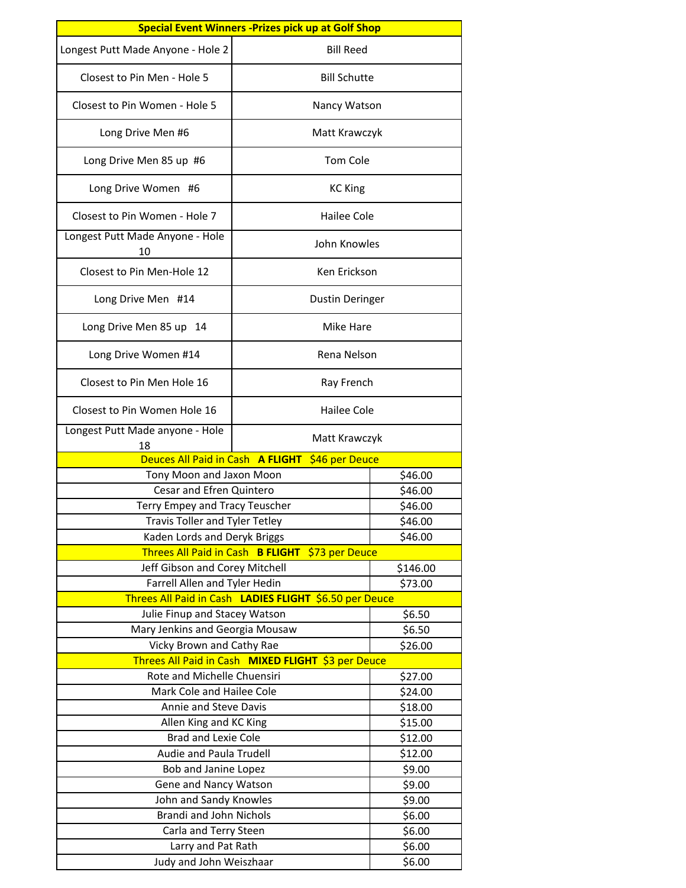| Special Event Winners -Prizes pick up at Golf Shop | |
|---|---|
| Longest Putt Made Anyone - Hole 2 | Bill Reed |
| Closest to Pin Men - Hole 5 | Bill Schutte |
| Closest to Pin Women - Hole 5 | Nancy Watson |
| Long Drive Men #6 | Matt Krawczyk |
| Long Drive Men 85 up #6 | Tom Cole |
| Long Drive Women #6 | KC King |
| Closest to Pin Women - Hole 7 | Hailee Cole |
| Longest Putt Made Anyone - Hole 10 | John Knowles |
| Closest to Pin Men-Hole 12 | Ken Erickson |
| Long Drive Men #14 | Dustin Deringer |
| Long Drive Men 85 up 14 | Mike Hare |
| Long Drive Women #14 | Rena Nelson |
| Closest to Pin Men Hole 16 | Ray French |
| Closest to Pin Women Hole 16 | Hailee Cole |
| Longest Putt Made anyone - Hole 18 | Matt Krawczyk |

| Deuces All Paid in Cash **A FLIGHT** $46 per Deuce | |
|---|---|
| Tony Moon and Jaxon Moon | $46.00 |
| Cesar and Efren Quintero | $46.00 |
| Terry Empey and Tracy Teuscher | $46.00 |
| Travis Toller and Tyler Tetley | $46.00 |
| Kaden Lords and Deryk Briggs | $46.00 |
| Threes All Paid in Cash **B FLIGHT** $73 per Deuce | |
| Jeff Gibson and Corey Mitchell | $146.00 |
| Farrell Allen and Tyler Hedin | $73.00 |
| Threes All Paid in Cash **LADIES FLIGHT** $6.50 per Deuce | |
| Julie Finup and Stacey Watson | $6.50 |
| Mary Jenkins and Georgia Mousaw | $6.50 |
| Vicky Brown and Cathy Rae | $26.00 |
| Threes All Paid in Cash **MIXED FLIGHT** $3 per Deuce | |
| Rote and Michelle Chuensiri | $27.00 |
| Mark Cole and Hailee Cole | $24.00 |
| Annie and Steve Davis | $18.00 |
| Allen King and KC King | $15.00 |
| Brad and Lexie Cole | $12.00 |
| Audie and Paula Trudell | $12.00 |
| Bob and Janine Lopez | $9.00 |
| Gene and Nancy Watson | $9.00 |
| John and Sandy Knowles | $9.00 |
| Brandi and John Nichols | $6.00 |
| Carla and Terry Steen | $6.00 |
| Larry and Pat Rath | $6.00 |
| Judy and John Weiszhaar | $6.00 |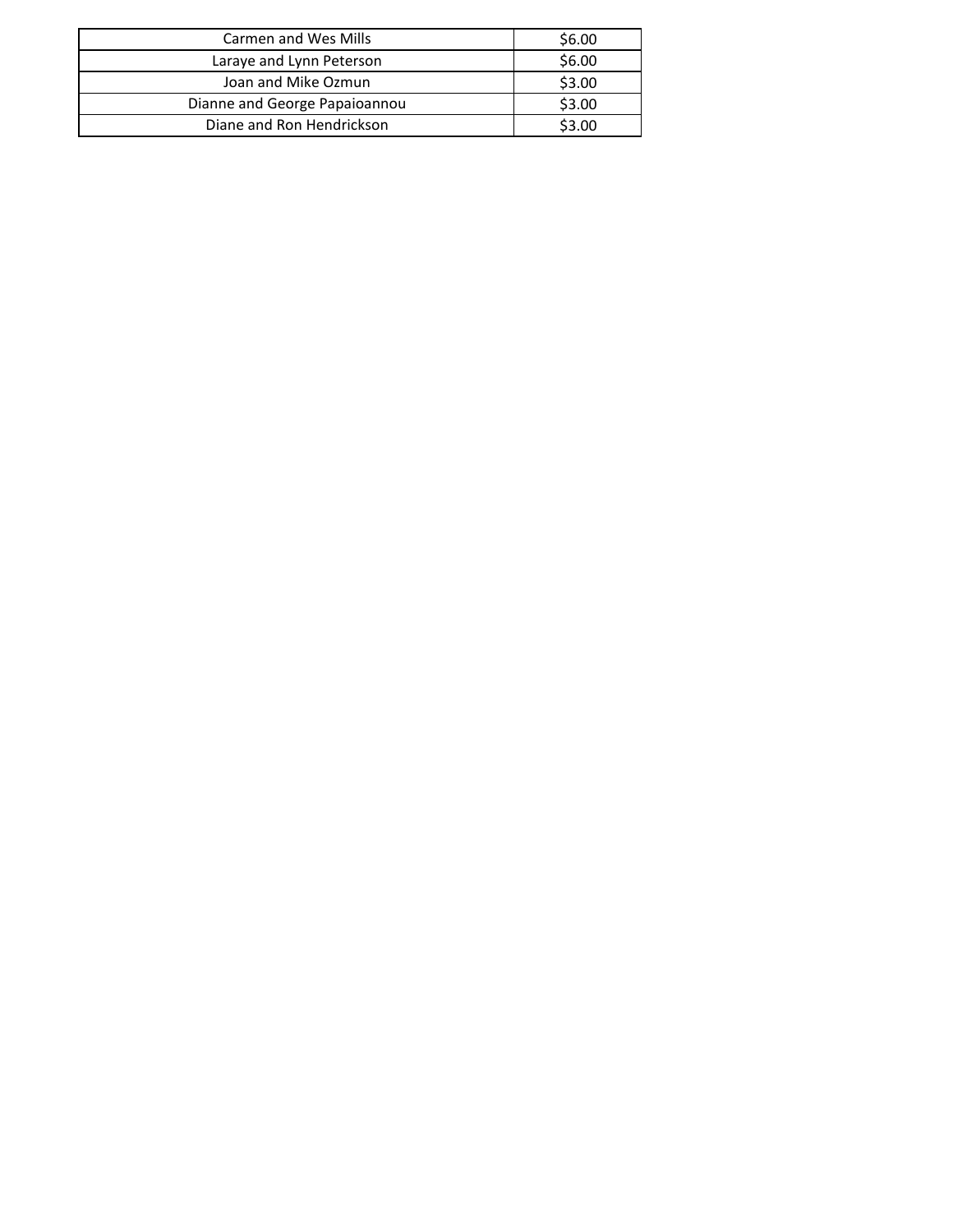| | |
|---|---|
| Carmen and Wes Mills | $6.00 |
| Laraye and Lynn Peterson | $6.00 |
| Joan and Mike Ozmun | $3.00 |
| Dianne and George Papaioannou | $3.00 |
| Diane and Ron Hendrickson | $3.00 |